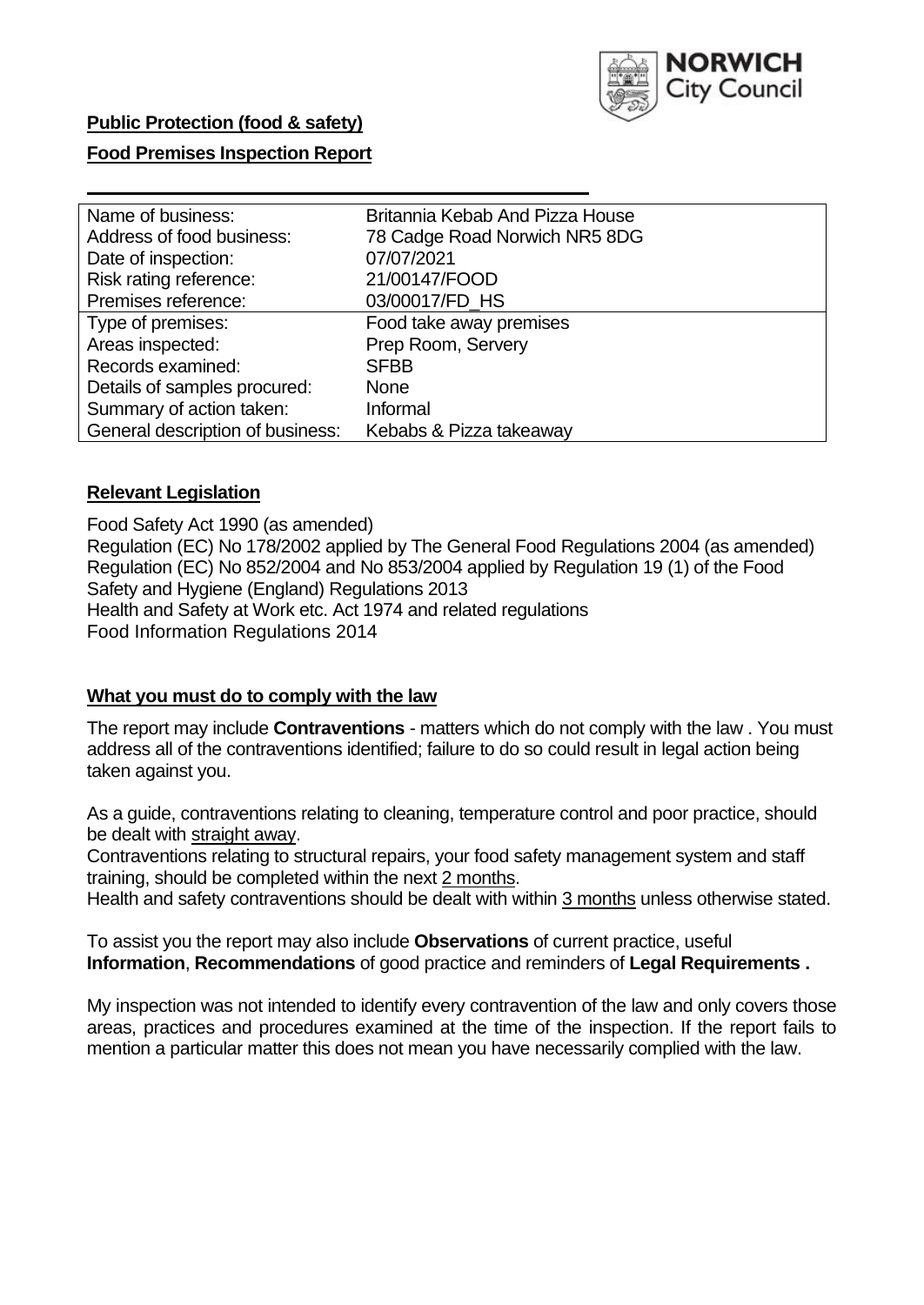**Public Protection (food & safety)**

**Food Premises Inspection Report**

| Name of business: | Britannia Kebab And Pizza House |
|---|---|
| Address of food business: | 78 Cadge Road Norwich NR5 8DG |
| Date of inspection: | 07/07/2021 |
| Risk rating reference: | 21/00147/FOOD |
| Premises reference: | 03/00017/FD_HS |
| Type of premises: | Food take away premises |
| Areas inspected: | Prep Room, Servery |
| Records examined: | SFBB |
| Details of samples procured: | None |
| Summary of action taken: | Informal |
| General description of business: | Kebabs & Pizza takeaway |

## Relevant Legislation

Food Safety Act 1990 (as amended)
Regulation (EC) No 178/2002 applied by The General Food Regulations 2004 (as amended)
Regulation (EC) No 852/2004 and No 853/2004 applied by Regulation 19 (1) of the Food Safety and Hygiene (England) Regulations 2013
Health and Safety at Work etc. Act 1974 and related regulations
Food Information Regulations 2014

## What you must do to comply with the law

The report may include **Contraventions** - matters which do not comply with the law . You must address all of the contraventions identified; failure to do so could result in legal action being taken against you.

As a guide, contraventions relating to cleaning, temperature control and poor practice, should be dealt with straight away.

Contraventions relating to structural repairs, your food safety management system and staff training, should be completed within the next 2 months.

Health and safety contraventions should be dealt with within 3 months unless otherwise stated.

To assist you the report may also include **Observations** of current practice, useful **Information**, **Recommendations** of good practice and reminders of **Legal Requirements .**

My inspection was not intended to identify every contravention of the law and only covers those areas, practices and procedures examined at the time of the inspection. If the report fails to mention a particular matter this does not mean you have necessarily complied with the law.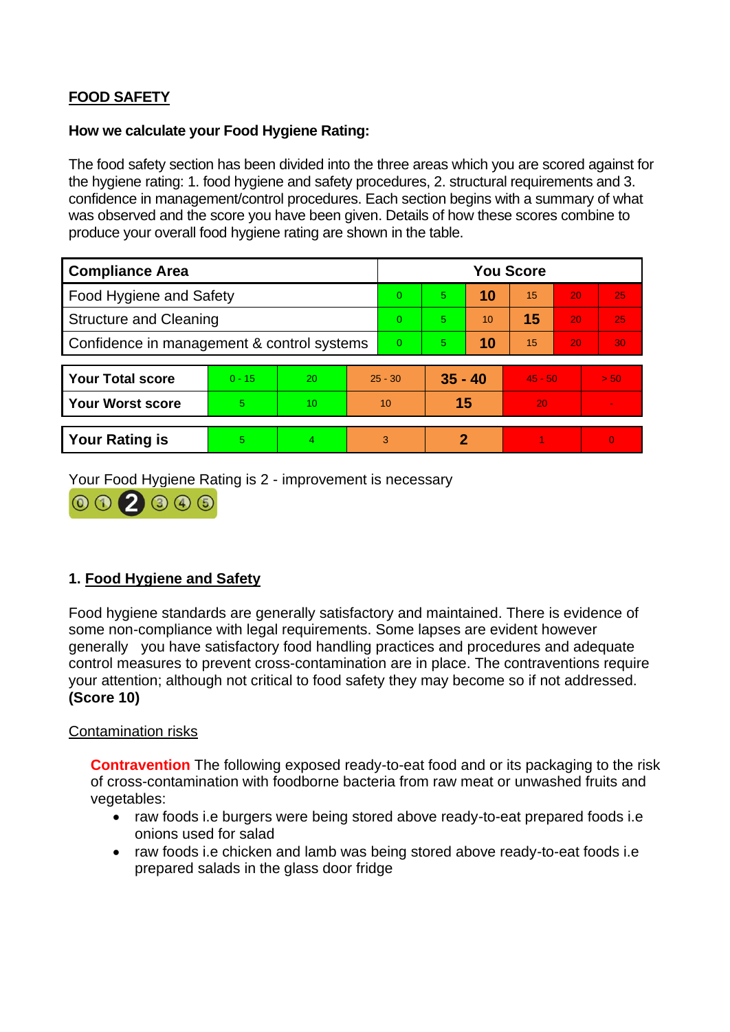## FOOD SAFETY

**How we calculate your Food Hygiene Rating:**

The food safety section has been divided into the three areas which you are scored against for the hygiene rating: 1. food hygiene and safety procedures, 2. structural requirements and 3. confidence in management/control procedures. Each section begins with a summary of what was observed and the score you have been given. Details of how these scores combine to produce your overall food hygiene rating are shown in the table.

| Compliance Area | You Score | | | | | |
|---|---|---|---|---|---|---|
| Food Hygiene and Safety | 0 | 5 | **10** | 15 | 20 | 25 |
| Structure and Cleaning | 0 | 5 | 10 | **15** | 20 | 25 |
| Confidence in management & control systems | 0 | 5 | **10** | 15 | 20 | 30 |

| | | | | | | |
|---|---|---|---|---|---|---|
| **Your Total score** | 0 - 15 | 20 | 25 - 30 | **35 - 40** | 45 - 50 | > 50 |
| **Your Worst score** | 5 | 10 | 10 | **15** | 20 | - |
| **Your Rating is** | 5 | 4 | 3 | **2** | 1 | 0 |

Your Food Hygiene Rating is 2 - improvement is necessary

## 1. Food Hygiene and Safety

Food hygiene standards are generally satisfactory and maintained. There is evidence of some non-compliance with legal requirements. Some lapses are evident however generally you have satisfactory food handling practices and procedures and adequate control measures to prevent cross-contamination are in place. The contraventions require your attention; although not critical to food safety they may become so if not addressed. **(Score 10)**

Contamination risks

**Contravention** The following exposed ready-to-eat food and or its packaging to the risk of cross-contamination with foodborne bacteria from raw meat or unwashed fruits and vegetables:

- raw foods i.e burgers were being stored above ready-to-eat prepared foods i.e onions used for salad
- raw foods i.e chicken and lamb was being stored above ready-to-eat foods i.e prepared salads in the glass door fridge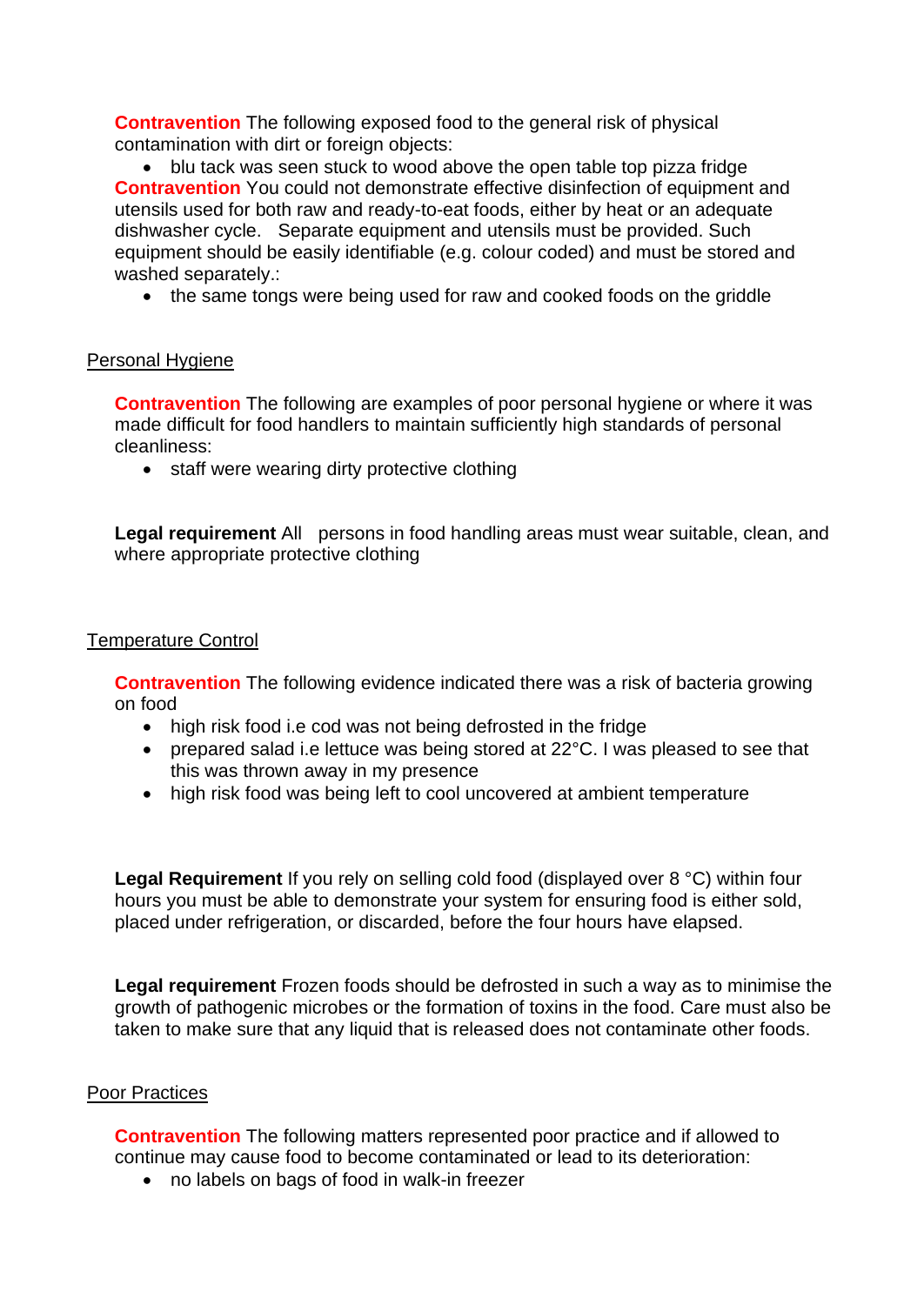**Contravention** The following exposed food to the general risk of physical contamination with dirt or foreign objects:

- blu tack was seen stuck to wood above the open table top pizza fridge

**Contravention** You could not demonstrate effective disinfection of equipment and utensils used for both raw and ready-to-eat foods, either by heat or an adequate dishwasher cycle. Separate equipment and utensils must be provided. Such equipment should be easily identifiable (e.g. colour coded) and must be stored and washed separately.:

- the same tongs were being used for raw and cooked foods on the griddle

## Personal Hygiene

**Contravention** The following are examples of poor personal hygiene or where it was made difficult for food handlers to maintain sufficiently high standards of personal cleanliness:

- staff were wearing dirty protective clothing

**Legal requirement** All persons in food handling areas must wear suitable, clean, and where appropriate protective clothing

## Temperature Control

**Contravention** The following evidence indicated there was a risk of bacteria growing on food

- high risk food i.e cod was not being defrosted in the fridge
- prepared salad i.e lettuce was being stored at 22°C. I was pleased to see that this was thrown away in my presence
- high risk food was being left to cool uncovered at ambient temperature

**Legal Requirement** If you rely on selling cold food (displayed over 8 °C) within four hours you must be able to demonstrate your system for ensuring food is either sold, placed under refrigeration, or discarded, before the four hours have elapsed.

**Legal requirement** Frozen foods should be defrosted in such a way as to minimise the growth of pathogenic microbes or the formation of toxins in the food. Care must also be taken to make sure that any liquid that is released does not contaminate other foods.

## Poor Practices

**Contravention** The following matters represented poor practice and if allowed to continue may cause food to become contaminated or lead to its deterioration:

- no labels on bags of food in walk-in freezer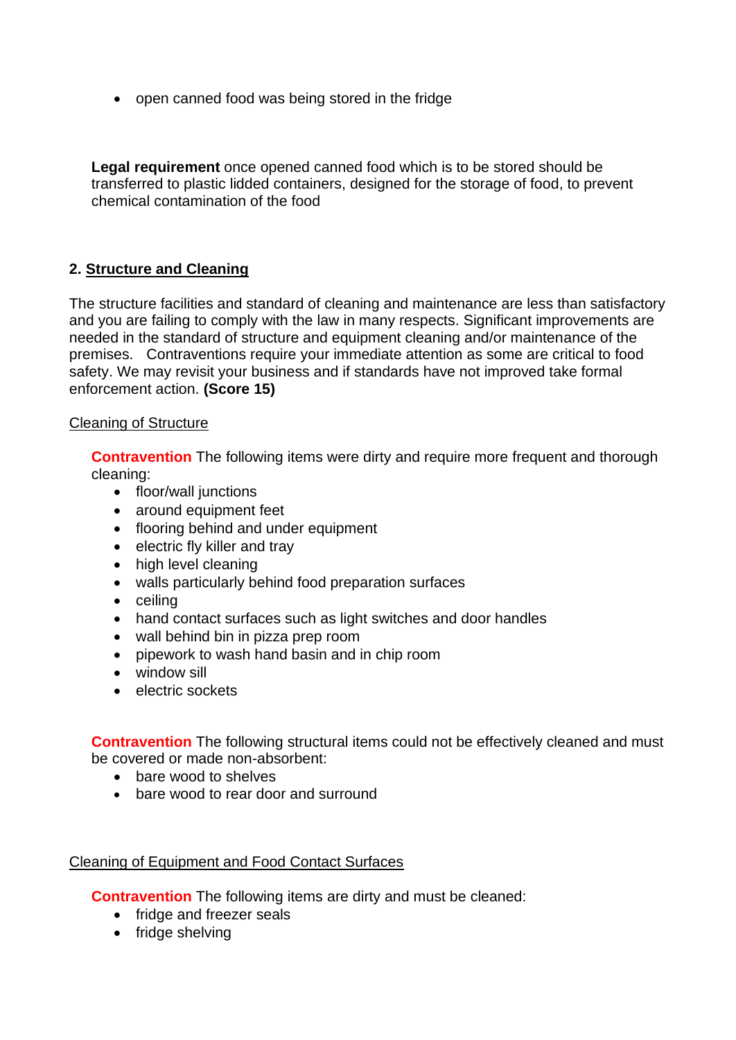- open canned food was being stored in the fridge

**Legal requirement** once opened canned food which is to be stored should be transferred to plastic lidded containers, designed for the storage of food, to prevent chemical contamination of the food

## 2. Structure and Cleaning

The structure facilities and standard of cleaning and maintenance are less than satisfactory and you are failing to comply with the law in many respects. Significant improvements are needed in the standard of structure and equipment cleaning and/or maintenance of the premises. Contraventions require your immediate attention as some are critical to food safety. We may revisit your business and if standards have not improved take formal enforcement action. **(Score 15)**

### Cleaning of Structure

**Contravention** The following items were dirty and require more frequent and thorough cleaning:

- floor/wall junctions
- around equipment feet
- flooring behind and under equipment
- electric fly killer and tray
- high level cleaning
- walls particularly behind food preparation surfaces
- ceiling
- hand contact surfaces such as light switches and door handles
- wall behind bin in pizza prep room
- pipework to wash hand basin and in chip room
- window sill
- electric sockets

**Contravention** The following structural items could not be effectively cleaned and must be covered or made non-absorbent:

- bare wood to shelves
- bare wood to rear door and surround

### Cleaning of Equipment and Food Contact Surfaces

**Contravention** The following items are dirty and must be cleaned:

- fridge and freezer seals
- fridge shelving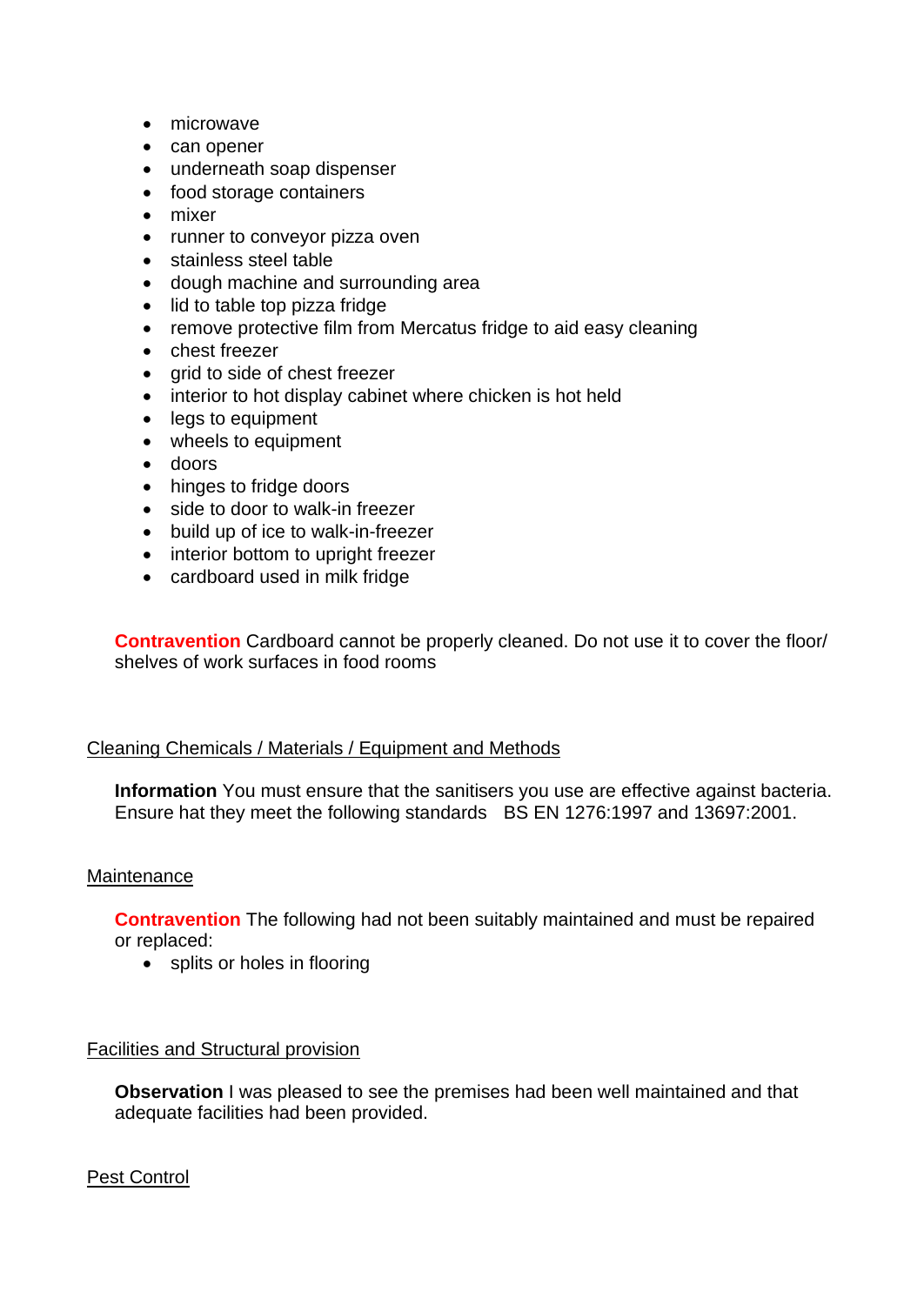- microwave
- can opener
- underneath soap dispenser
- food storage containers
- mixer
- runner to conveyor pizza oven
- stainless steel table
- dough machine and surrounding area
- lid to table top pizza fridge
- remove protective film from Mercatus fridge to aid easy cleaning
- chest freezer
- grid to side of chest freezer
- interior to hot display cabinet where chicken is hot held
- legs to equipment
- wheels to equipment
- doors
- hinges to fridge doors
- side to door to walk-in freezer
- build up of ice to walk-in-freezer
- interior bottom to upright freezer
- cardboard used in milk fridge

**Contravention** Cardboard cannot be properly cleaned. Do not use it to cover the floor/ shelves of work surfaces in food rooms

Cleaning Chemicals / Materials / Equipment and Methods

**Information** You must ensure that the sanitisers you use are effective against bacteria. Ensure hat they meet the following standards BS EN 1276:1997 and 13697:2001.

Maintenance

**Contravention** The following had not been suitably maintained and must be repaired or replaced:

- splits or holes in flooring

Facilities and Structural provision

**Observation** I was pleased to see the premises had been well maintained and that adequate facilities had been provided.

Pest Control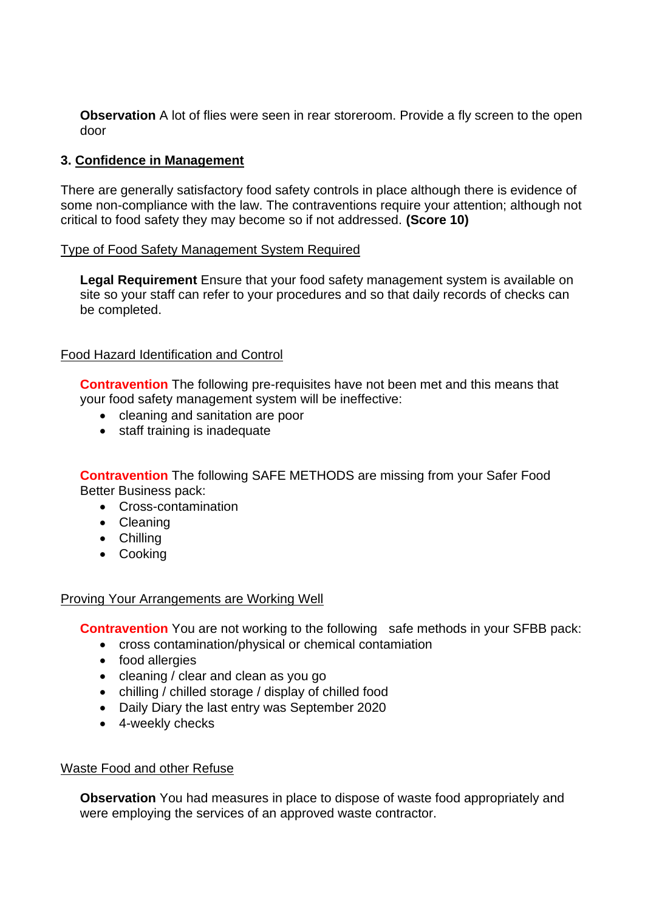**Observation** A lot of flies were seen in rear storeroom. Provide a fly screen to the open door

### 3. Confidence in Management

There are generally satisfactory food safety controls in place although there is evidence of some non-compliance with the law. The contraventions require your attention; although not critical to food safety they may become so if not addressed. **(Score 10)**

Type of Food Safety Management System Required

**Legal Requirement** Ensure that your food safety management system is available on site so your staff can refer to your procedures and so that daily records of checks can be completed.

Food Hazard Identification and Control

**Contravention** The following pre-requisites have not been met and this means that your food safety management system will be ineffective:

- cleaning and sanitation are poor
- staff training is inadequate

**Contravention** The following SAFE METHODS are missing from your Safer Food Better Business pack:

- Cross-contamination
- Cleaning
- Chilling
- Cooking

Proving Your Arrangements are Working Well

**Contravention** You are not working to the following safe methods in your SFBB pack:

- cross contamination/physical or chemical contamiation
- food allergies
- cleaning / clear and clean as you go
- chilling / chilled storage / display of chilled food
- Daily Diary the last entry was September 2020
- 4-weekly checks

Waste Food and other Refuse

**Observation** You had measures in place to dispose of waste food appropriately and were employing the services of an approved waste contractor.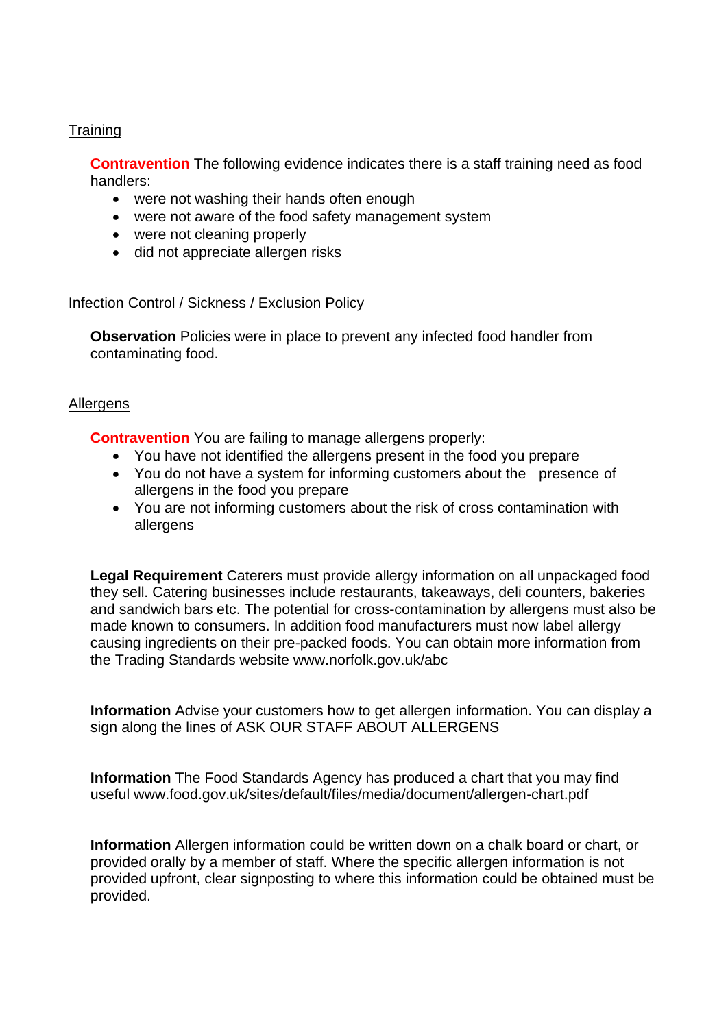Training

**Contravention** The following evidence indicates there is a staff training need as food handlers:

- were not washing their hands often enough
- were not aware of the food safety management system
- were not cleaning properly
- did not appreciate allergen risks

Infection Control / Sickness / Exclusion Policy

**Observation** Policies were in place to prevent any infected food handler from contaminating food.

Allergens

**Contravention** You are failing to manage allergens properly:

- You have not identified the allergens present in the food you prepare
- You do not have a system for informing customers about the presence of allergens in the food you prepare
- You are not informing customers about the risk of cross contamination with allergens

**Legal Requirement** Caterers must provide allergy information on all unpackaged food they sell. Catering businesses include restaurants, takeaways, deli counters, bakeries and sandwich bars etc. The potential for cross-contamination by allergens must also be made known to consumers. In addition food manufacturers must now label allergy causing ingredients on their pre-packed foods. You can obtain more information from the Trading Standards website www.norfolk.gov.uk/abc

**Information** Advise your customers how to get allergen information. You can display a sign along the lines of ASK OUR STAFF ABOUT ALLERGENS

**Information** The Food Standards Agency has produced a chart that you may find useful www.food.gov.uk/sites/default/files/media/document/allergen-chart.pdf

**Information** Allergen information could be written down on a chalk board or chart, or provided orally by a member of staff. Where the specific allergen information is not provided upfront, clear signposting to where this information could be obtained must be provided.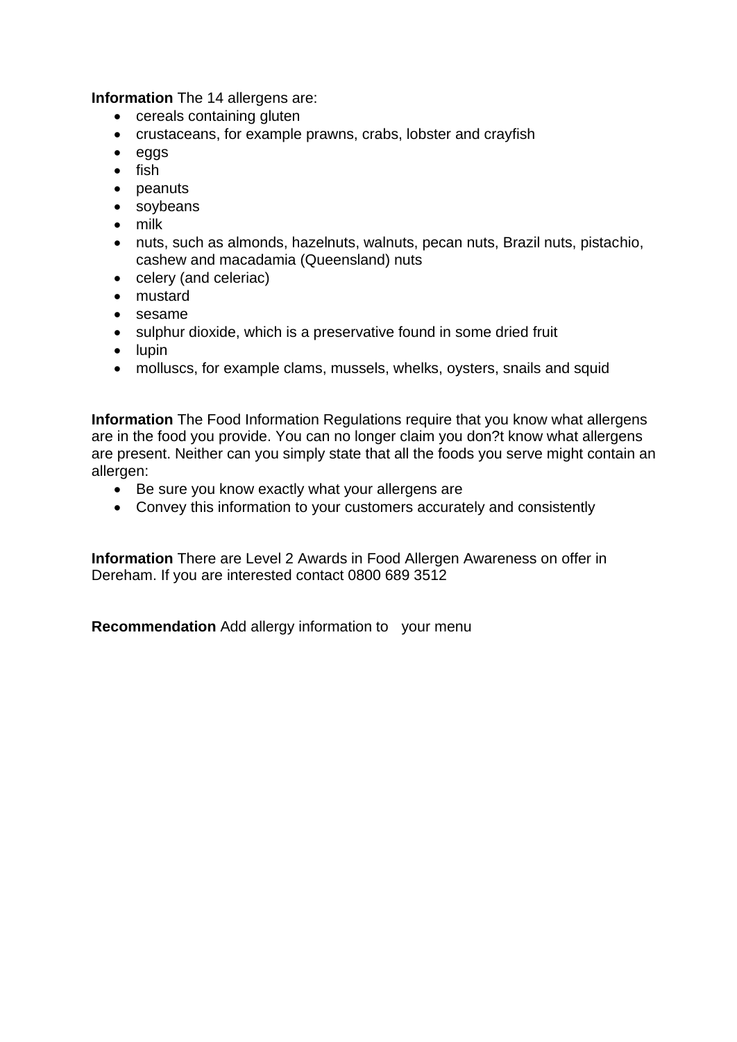**Information** The 14 allergens are:

- cereals containing gluten
- crustaceans, for example prawns, crabs, lobster and crayfish
- eggs
- fish
- peanuts
- soybeans
- milk
- nuts, such as almonds, hazelnuts, walnuts, pecan nuts, Brazil nuts, pistachio, cashew and macadamia (Queensland) nuts
- celery (and celeriac)
- mustard
- sesame
- sulphur dioxide, which is a preservative found in some dried fruit
- lupin
- molluscs, for example clams, mussels, whelks, oysters, snails and squid

**Information** The Food Information Regulations require that you know what allergens are in the food you provide. You can no longer claim you don?t know what allergens are present. Neither can you simply state that all the foods you serve might contain an allergen:

- Be sure you know exactly what your allergens are
- Convey this information to your customers accurately and consistently

**Information** There are Level 2 Awards in Food Allergen Awareness on offer in Dereham. If you are interested contact 0800 689 3512

**Recommendation** Add allergy information to your menu